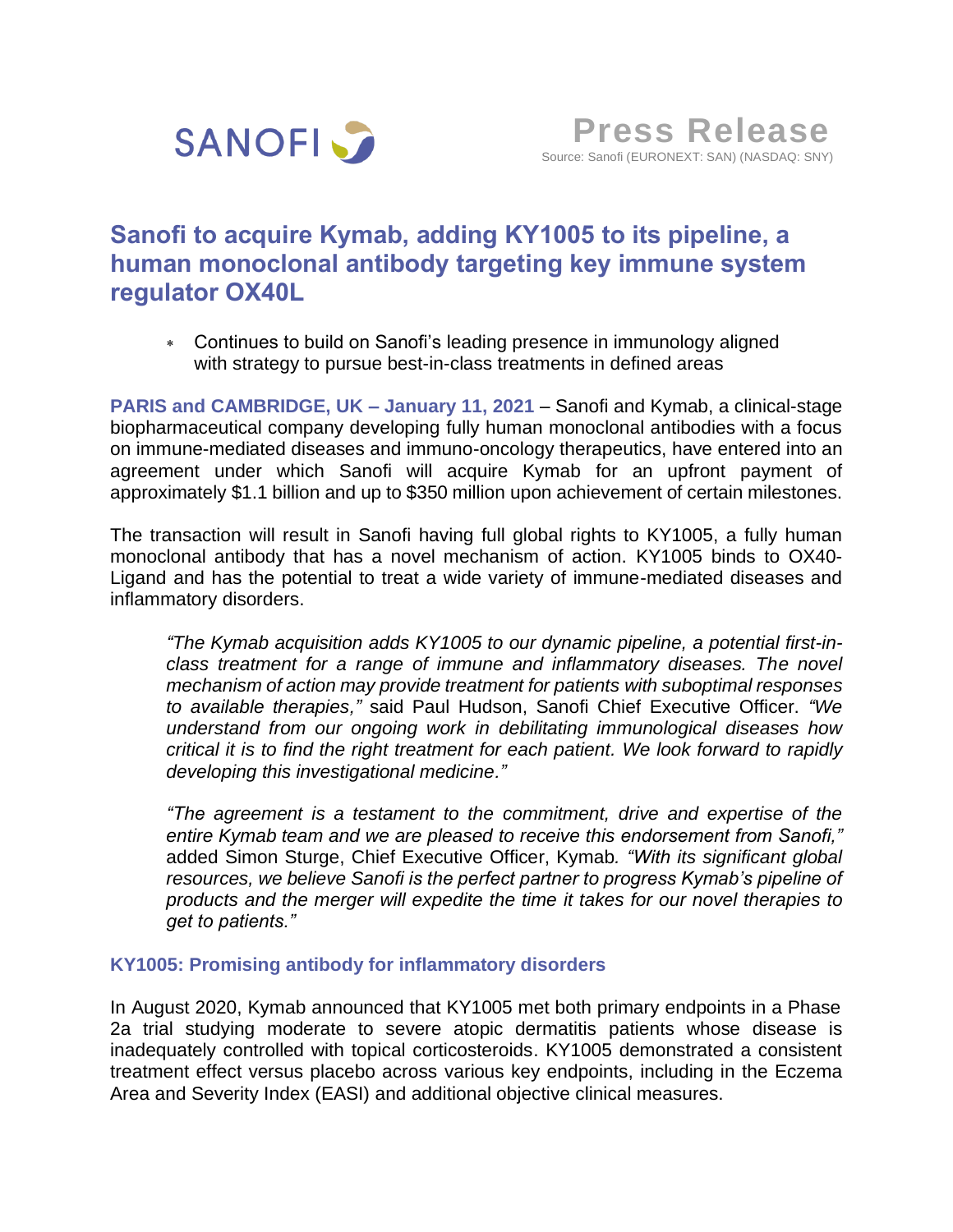SANOFI

**Press Release**

Source: Sanofi (EURONEXT: SAN) (NASDAQ: SNY)

# Sanofi to acquire Kymab, adding KY1005 to its pipeline, a human monoclonal antibody targeting key immune system regulator OX40L

* Continues to build on Sanofi's leading presence in immunology aligned with strategy to pursue best-in-class treatments in defined areas

**PARIS and CAMBRIDGE, UK – January 11, 2021** – Sanofi and Kymab, a clinical-stage biopharmaceutical company developing fully human monoclonal antibodies with a focus on immune-mediated diseases and immuno-oncology therapeutics, have entered into an agreement under which Sanofi will acquire Kymab for an upfront payment of approximately $1.1 billion and up to $350 million upon achievement of certain milestones.

The transaction will result in Sanofi having full global rights to KY1005, a fully human monoclonal antibody that has a novel mechanism of action. KY1005 binds to OX40-Ligand and has the potential to treat a wide variety of immune-mediated diseases and inflammatory disorders.

> *"The Kymab acquisition adds KY1005 to our dynamic pipeline, a potential first-in-class treatment for a range of immune and inflammatory diseases. The novel mechanism of action may provide treatment for patients with suboptimal responses to available therapies,"* said Paul Hudson, Sanofi Chief Executive Officer. *"We understand from our ongoing work in debilitating immunological diseases how critical it is to find the right treatment for each patient. We look forward to rapidly developing this investigational medicine."*
>
> *"The agreement is a testament to the commitment, drive and expertise of the entire Kymab team and we are pleased to receive this endorsement from Sanofi,"* added Simon Sturge, Chief Executive Officer, Kymab*. "With its significant global resources, we believe Sanofi is the perfect partner to progress Kymab's pipeline of products and the merger will expedite the time it takes for our novel therapies to get to patients."*

## KY1005: Promising antibody for inflammatory disorders

In August 2020, Kymab announced that KY1005 met both primary endpoints in a Phase 2a trial studying moderate to severe atopic dermatitis patients whose disease is inadequately controlled with topical corticosteroids. KY1005 demonstrated a consistent treatment effect versus placebo across various key endpoints, including in the Eczema Area and Severity Index (EASI) and additional objective clinical measures.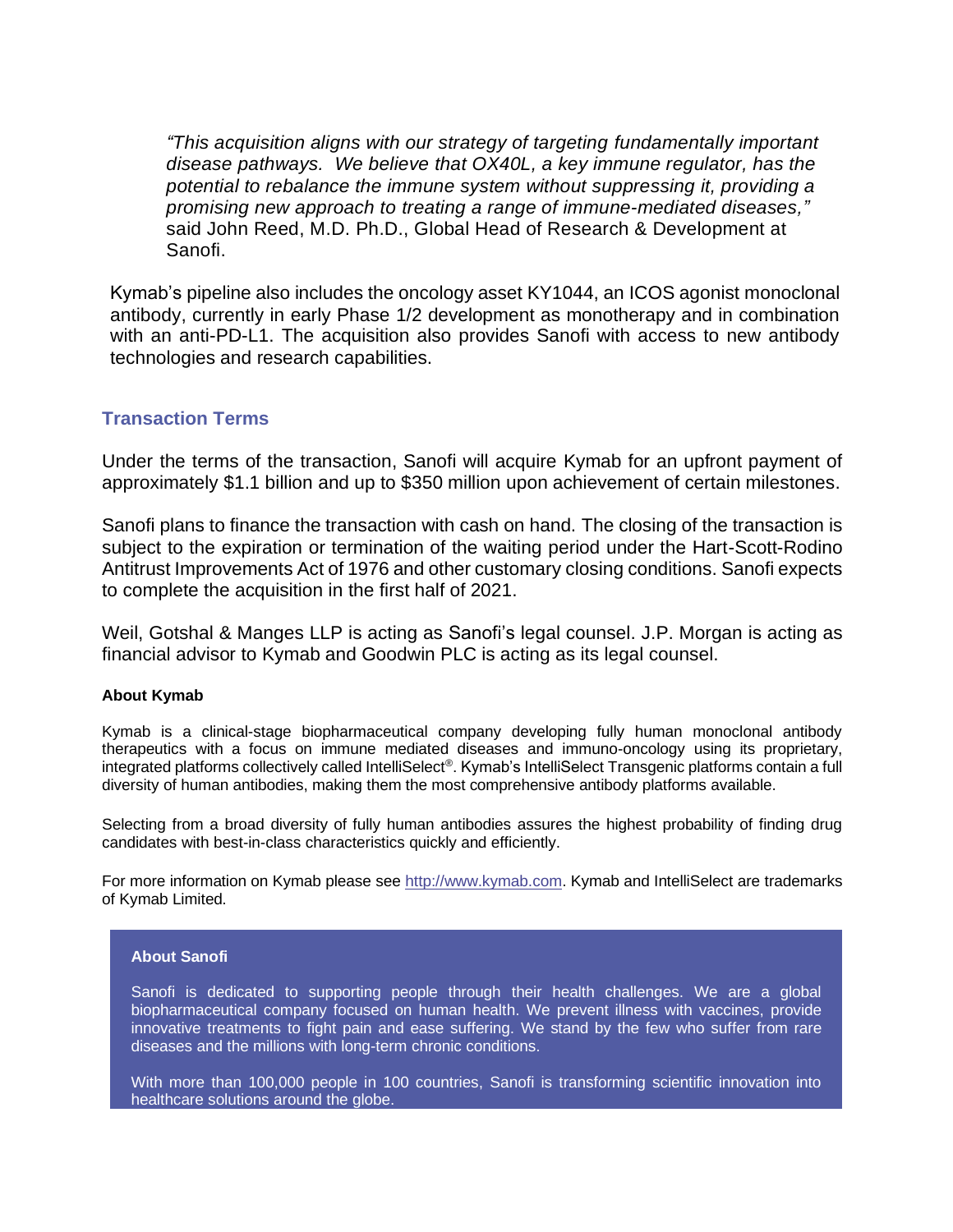*"This acquisition aligns with our strategy of targeting fundamentally important disease pathways. We believe that OX40L, a key immune regulator, has the potential to rebalance the immune system without suppressing it, providing a promising new approach to treating a range of immune-mediated diseases,"* said John Reed, M.D. Ph.D., Global Head of Research & Development at Sanofi.

Kymab's pipeline also includes the oncology asset KY1044, an ICOS agonist monoclonal antibody, currently in early Phase 1/2 development as monotherapy and in combination with an anti-PD-L1. The acquisition also provides Sanofi with access to new antibody technologies and research capabilities.

## Transaction Terms

Under the terms of the transaction, Sanofi will acquire Kymab for an upfront payment of approximately $1.1 billion and up to $350 million upon achievement of certain milestones.

Sanofi plans to finance the transaction with cash on hand. The closing of the transaction is subject to the expiration or termination of the waiting period under the Hart-Scott-Rodino Antitrust Improvements Act of 1976 and other customary closing conditions. Sanofi expects to complete the acquisition in the first half of 2021.

Weil, Gotshal & Manges LLP is acting as Sanofi's legal counsel. J.P. Morgan is acting as financial advisor to Kymab and Goodwin PLC is acting as its legal counsel.

**About Kymab**

Kymab is a clinical-stage biopharmaceutical company developing fully human monoclonal antibody therapeutics with a focus on immune mediated diseases and immuno-oncology using its proprietary, integrated platforms collectively called IntelliSelect®. Kymab's IntelliSelect Transgenic platforms contain a full diversity of human antibodies, making them the most comprehensive antibody platforms available.

Selecting from a broad diversity of fully human antibodies assures the highest probability of finding drug candidates with best-in-class characteristics quickly and efficiently.

For more information on Kymab please see [http://www.kymab.com](http://www.kymab.com). Kymab and IntelliSelect are trademarks of Kymab Limited.

**About Sanofi**

Sanofi is dedicated to supporting people through their health challenges. We are a global biopharmaceutical company focused on human health. We prevent illness with vaccines, provide innovative treatments to fight pain and ease suffering. We stand by the few who suffer from rare diseases and the millions with long-term chronic conditions.

With more than 100,000 people in 100 countries, Sanofi is transforming scientific innovation into healthcare solutions around the globe.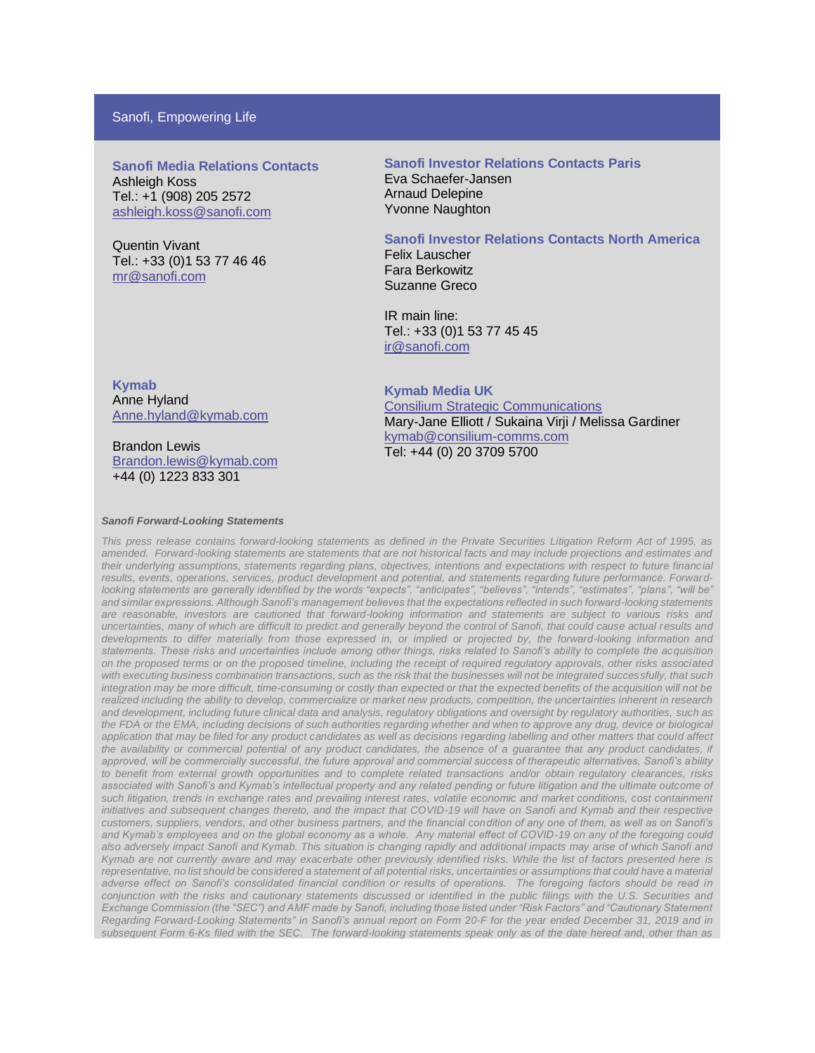Sanofi, Empowering Life

**Sanofi Media Relations Contacts**
Ashleigh Koss
Tel.: +1 (908) 205 2572
ashleigh.koss@sanofi.com

Quentin Vivant
Tel.: +33 (0)1 53 77 46 46
mr@sanofi.com

**Sanofi Investor Relations Contacts Paris**
Eva Schaefer-Jansen
Arnaud Delepine
Yvonne Naughton

**Sanofi Investor Relations Contacts North America**
Felix Lauscher
Fara Berkowitz
Suzanne Greco

IR main line:
Tel.: +33 (0)1 53 77 45 45
ir@sanofi.com

**Kymab**
Anne Hyland
Anne.hyland@kymab.com

Brandon Lewis
Brandon.lewis@kymab.com
+44 (0) 1223 833 301

**Kymab Media UK**
Consilium Strategic Communications
Mary-Jane Elliott / Sukaina Virji / Melissa Gardiner
kymab@consilium-comms.com
Tel: +44 (0) 20 3709 5700

***Sanofi Forward-Looking Statements***

*This press release contains forward-looking statements as defined in the Private Securities Litigation Reform Act of 1995, as amended. Forward-looking statements are statements that are not historical facts and may include projections and estimates and their underlying assumptions, statements regarding plans, objectives, intentions and expectations with respect to future financial results, events, operations, services, product development and potential, and statements regarding future performance. Forward-looking statements are generally identified by the words "expects", "anticipates", "believes", "intends", "estimates", "plans", "will be" and similar expressions. Although Sanofi's management believes that the expectations reflected in such forward-looking statements are reasonable, investors are cautioned that forward-looking information and statements are subject to various risks and uncertainties, many of which are difficult to predict and generally beyond the control of Sanofi, that could cause actual results and developments to differ materially from those expressed in, or implied or projected by, the forward-looking information and statements. These risks and uncertainties include among other things, risks related to Sanofi's ability to complete the acquisition on the proposed terms or on the proposed timeline, including the receipt of required regulatory approvals, other risks associated with executing business combination transactions, such as the risk that the businesses will not be integrated successfully, that such integration may be more difficult, time-consuming or costly than expected or that the expected benefits of the acquisition will not be realized including the ability to develop, commercialize or market new products, competition, the uncertainties inherent in research and development, including future clinical data and analysis, regulatory obligations and oversight by regulatory authorities, such as the FDA or the EMA, including decisions of such authorities regarding whether and when to approve any drug, device or biological application that may be filed for any product candidates as well as decisions regarding labelling and other matters that could affect the availability or commercial potential of any product candidates, the absence of a guarantee that any product candidates, if approved, will be commercially successful, the future approval and commercial success of therapeutic alternatives, Sanofi's ability to benefit from external growth opportunities and to complete related transactions and/or obtain regulatory clearances, risks associated with Sanofi's and Kymab's intellectual property and any related pending or future litigation and the ultimate outcome of such litigation, trends in exchange rates and prevailing interest rates, volatile economic and market conditions, cost containment initiatives and subsequent changes thereto, and the impact that COVID-19 will have on Sanofi and Kymab and their respective customers, suppliers, vendors, and other business partners, and the financial condition of any one of them, as well as on Sanofi's and Kymab's employees and on the global economy as a whole. Any material effect of COVID-19 on any of the foregoing could also adversely impact Sanofi and Kymab. This situation is changing rapidly and additional impacts may arise of which Sanofi and Kymab are not currently aware and may exacerbate other previously identified risks. While the list of factors presented here is representative, no list should be considered a statement of all potential risks, uncertainties or assumptions that could have a material adverse effect on Sanofi's consolidated financial condition or results of operations. The foregoing factors should be read in conjunction with the risks and cautionary statements discussed or identified in the public filings with the U.S. Securities and Exchange Commission (the "SEC") and AMF made by Sanofi, including those listed under "Risk Factors" and "Cautionary Statement Regarding Forward-Looking Statements" in Sanofi's annual report on Form 20-F for the year ended December 31, 2019 and in subsequent Form 6-Ks filed with the SEC. The forward-looking statements speak only as of the date hereof and, other than as*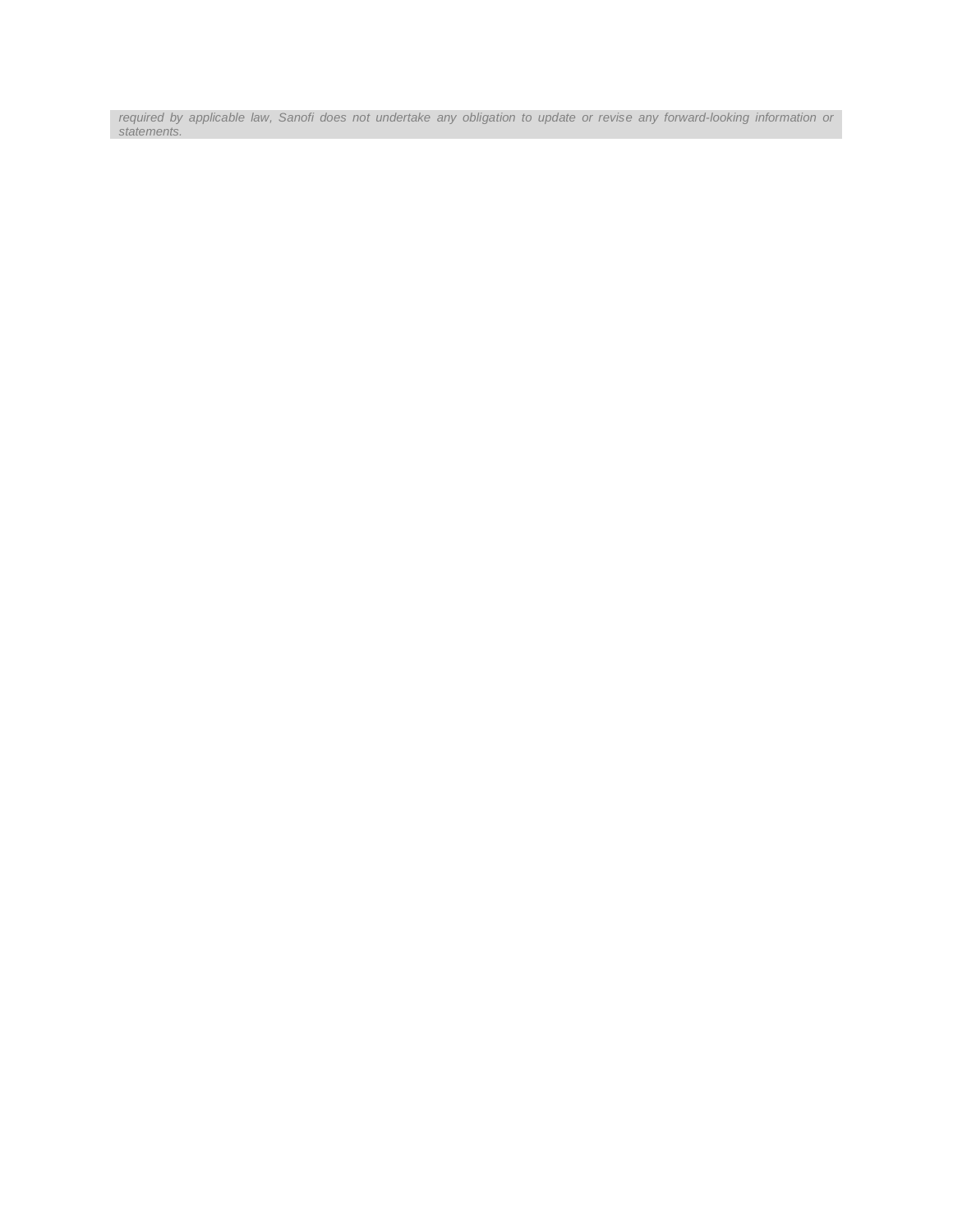*required by applicable law, Sanofi does not undertake any obligation to update or revise any forward-looking information or statements.*